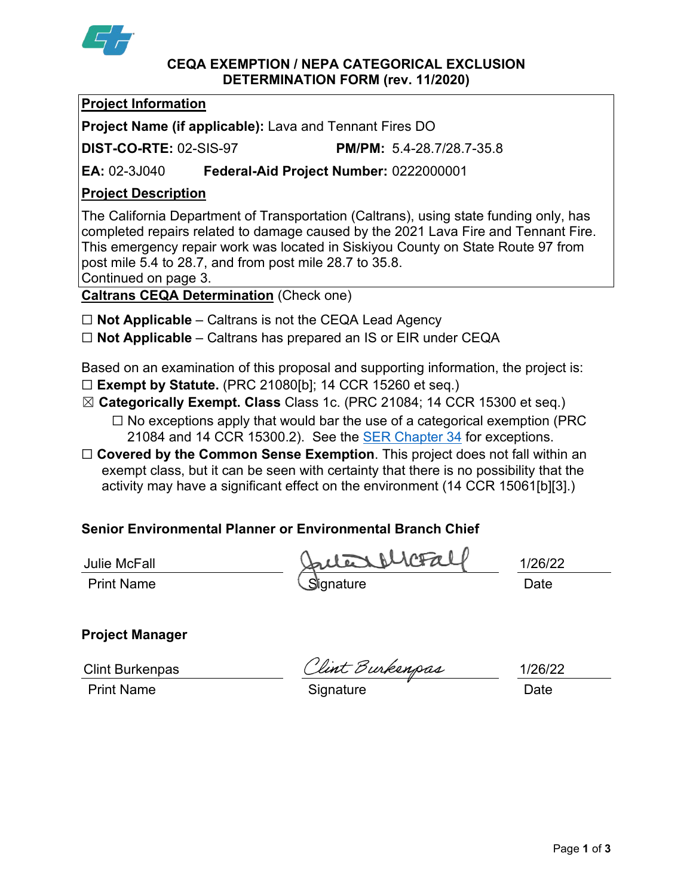# CEQA EXEMPTION / NEPA CATEGORICAL EXCLUSION DETERMINATION FORM (rev. 11/2020)

## Project Information

**Project Name (if applicable):** Lava and Tennant Fires DO

**DIST-CO-RTE:** 02-SIS-97 **PM/PM:** 5.4-28.7/28.7-35.8

**EA:** 02-3J040 **Federal-Aid Project Number:** 0222000001

## Project Description

The California Department of Transportation (Caltrans), using state funding only, has completed repairs related to damage caused by the 2021 Lava Fire and Tennant Fire. This emergency repair work was located in Siskiyou County on State Route 97 from post mile 5.4 to 28.7, and from post mile 28.7 to 35.8.
Continued on page 3.

## Caltrans CEQA Determination (Check one)

☐ **Not Applicable** – Caltrans is not the CEQA Lead Agency

☐ **Not Applicable** – Caltrans has prepared an IS or EIR under CEQA

Based on an examination of this proposal and supporting information, the project is:

☐ **Exempt by Statute.** (PRC 21080[b]; 14 CCR 15260 et seq.)

☒ **Categorically Exempt. Class** Class 1c. (PRC 21084; 14 CCR 15300 et seq.)

☐ No exceptions apply that would bar the use of a categorical exemption (PRC 21084 and 14 CCR 15300.2). See the SER Chapter 34 for exceptions.

☐ **Covered by the Common Sense Exemption**. This project does not fall within an exempt class, but it can be seen with certainty that there is no possibility that the activity may have a significant effect on the environment (14 CCR 15061[b][3].)

**Senior Environmental Planner or Environmental Branch Chief**

| Julie McFall | Julie McFall | 1/26/22 |
|---|---|---|
| Print Name | Signature | Date |

**Project Manager**

| Clint Burkenpas | Clint Burkenpas | 1/26/22 |
|---|---|---|
| Print Name | Signature | Date |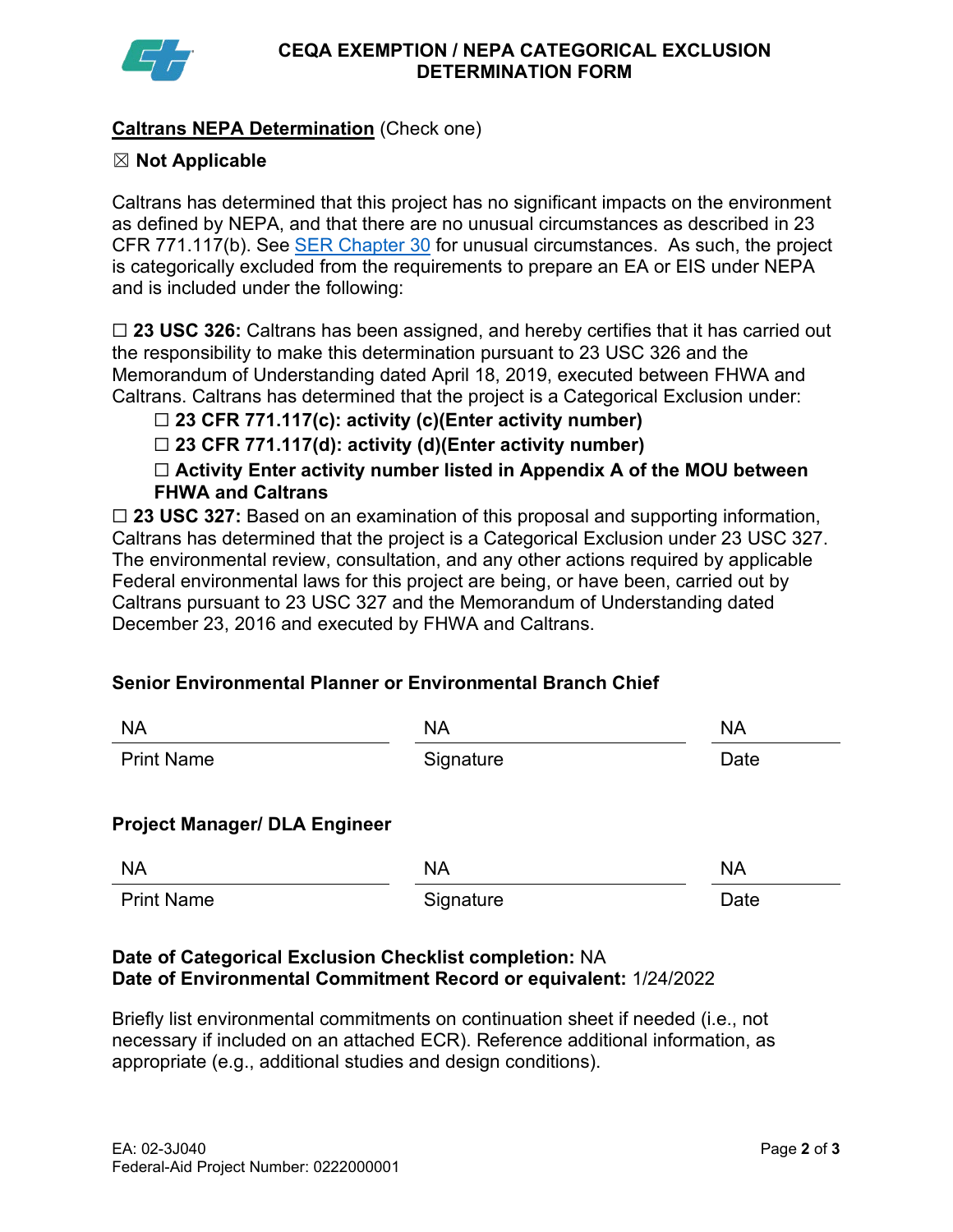# CEQA EXEMPTION / NEPA CATEGORICAL EXCLUSION DETERMINATION FORM

**Caltrans NEPA Determination** (Check one)

☒ **Not Applicable**

Caltrans has determined that this project has no significant impacts on the environment as defined by NEPA, and that there are no unusual circumstances as described in 23 CFR 771.117(b). See SER Chapter 30 for unusual circumstances. As such, the project is categorically excluded from the requirements to prepare an EA or EIS under NEPA and is included under the following:

☐ **23 USC 326:** Caltrans has been assigned, and hereby certifies that it has carried out the responsibility to make this determination pursuant to 23 USC 326 and the Memorandum of Understanding dated April 18, 2019, executed between FHWA and Caltrans. Caltrans has determined that the project is a Categorical Exclusion under:

- ☐ **23 CFR 771.117(c): activity (c)(Enter activity number)**
- ☐ **23 CFR 771.117(d): activity (d)(Enter activity number)**
- ☐ **Activity Enter activity number listed in Appendix A of the MOU between FHWA and Caltrans**

☐ **23 USC 327:** Based on an examination of this proposal and supporting information, Caltrans has determined that the project is a Categorical Exclusion under 23 USC 327. The environmental review, consultation, and any other actions required by applicable Federal environmental laws for this project are being, or have been, carried out by Caltrans pursuant to 23 USC 327 and the Memorandum of Understanding dated December 23, 2016 and executed by FHWA and Caltrans.

**Senior Environmental Planner or Environmental Branch Chief**

| NA | NA | NA |
|---|---|---|
| Print Name | Signature | Date |

**Project Manager/ DLA Engineer**

| NA | NA | NA |
|---|---|---|
| Print Name | Signature | Date |

**Date of Categorical Exclusion Checklist completion:** NA
**Date of Environmental Commitment Record or equivalent:** 1/24/2022

Briefly list environmental commitments on continuation sheet if needed (i.e., not necessary if included on an attached ECR). Reference additional information, as appropriate (e.g., additional studies and design conditions).

EA: 02-3J040
Federal-Aid Project Number: 0222000001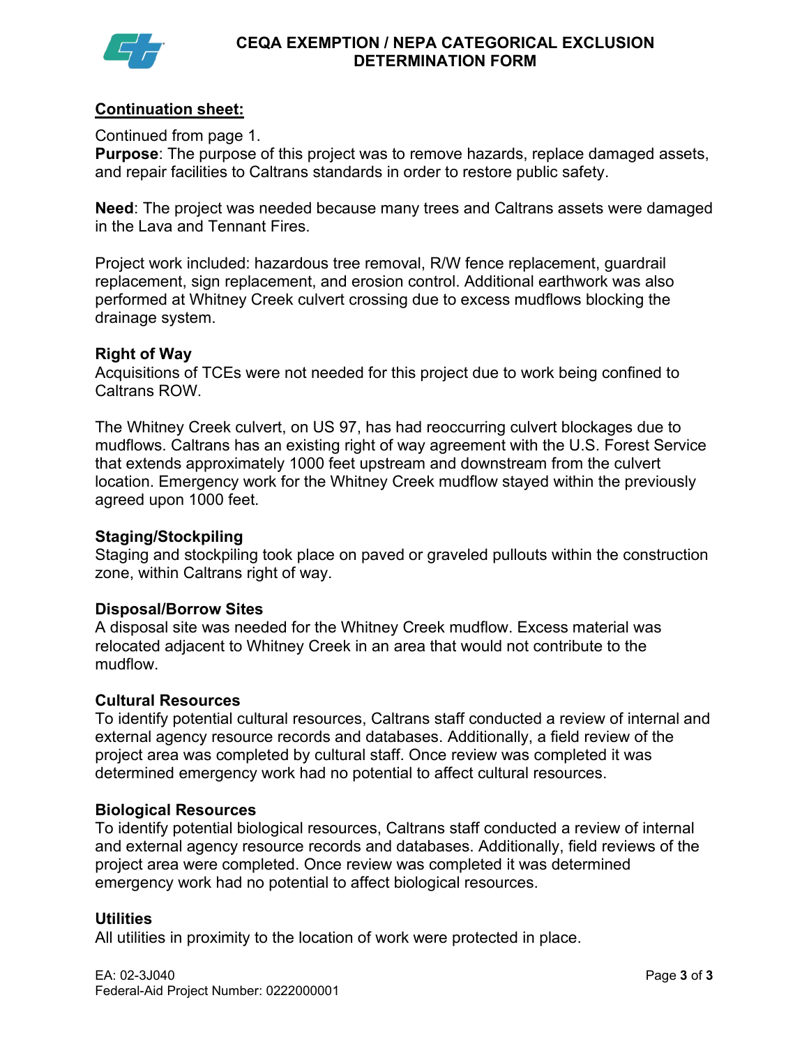# CEQA EXEMPTION / NEPA CATEGORICAL EXCLUSION DETERMINATION FORM

**Continuation sheet:**

Continued from page 1.

**Purpose**: The purpose of this project was to remove hazards, replace damaged assets, and repair facilities to Caltrans standards in order to restore public safety.

**Need**: The project was needed because many trees and Caltrans assets were damaged in the Lava and Tennant Fires.

Project work included: hazardous tree removal, R/W fence replacement, guardrail replacement, sign replacement, and erosion control. Additional earthwork was also performed at Whitney Creek culvert crossing due to excess mudflows blocking the drainage system.

**Right of Way**

Acquisitions of TCEs were not needed for this project due to work being confined to Caltrans ROW.

The Whitney Creek culvert, on US 97, has had reoccurring culvert blockages due to mudflows. Caltrans has an existing right of way agreement with the U.S. Forest Service that extends approximately 1000 feet upstream and downstream from the culvert location. Emergency work for the Whitney Creek mudflow stayed within the previously agreed upon 1000 feet.

**Staging/Stockpiling**

Staging and stockpiling took place on paved or graveled pullouts within the construction zone, within Caltrans right of way.

**Disposal/Borrow Sites**

A disposal site was needed for the Whitney Creek mudflow. Excess material was relocated adjacent to Whitney Creek in an area that would not contribute to the mudflow.

**Cultural Resources**

To identify potential cultural resources, Caltrans staff conducted a review of internal and external agency resource records and databases. Additionally, a field review of the project area was completed by cultural staff. Once review was completed it was determined emergency work had no potential to affect cultural resources.

**Biological Resources**

To identify potential biological resources, Caltrans staff conducted a review of internal and external agency resource records and databases. Additionally, field reviews of the project area were completed. Once review was completed it was determined emergency work had no potential to affect biological resources.

**Utilities**

All utilities in proximity to the location of work were protected in place.

EA: 02-3J040
Federal-Aid Project Number: 0222000001